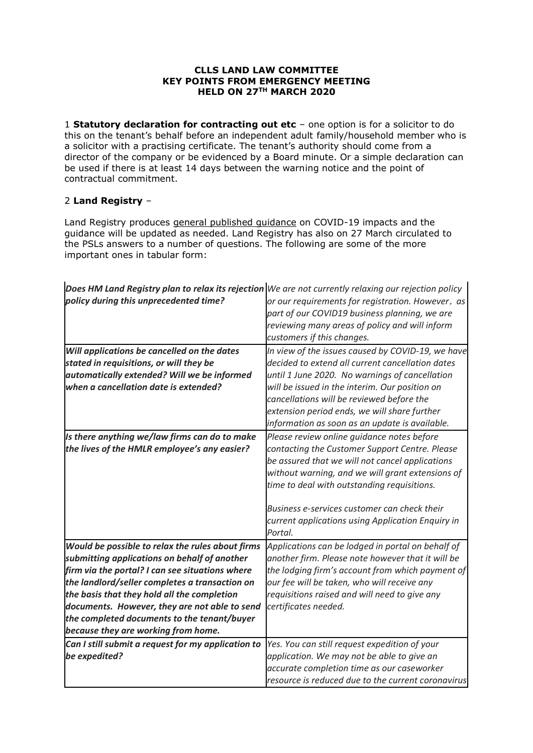**CLLS LAND LAW COMMITTEE**
**KEY POINTS FROM EMERGENCY MEETING**
**HELD ON 27TH MARCH 2020**

1 **Statutory declaration for contracting out etc** – one option is for a solicitor to do this on the tenant's behalf before an independent adult family/household member who is a solicitor with a practising certificate. The tenant's authority should come from a director of the company or be evidenced by a Board minute. Or a simple declaration can be used if there is at least 14 days between the warning notice and the point of contractual commitment.

2 **Land Registry** –

Land Registry produces general published guidance on COVID-19 impacts and the guidance will be updated as needed. Land Registry has also on 27 March circulated to the PSLs answers to a number of questions. The following are some of the more important ones in tabular form:

| | |
|---|---|
| ***Does HM Land Registry plan to relax its rejection policy during this unprecedented time?*** | *We are not currently relaxing our rejection policy or our requirements for registration. However, as part of our COVID19 business planning, we are reviewing many areas of policy and will inform customers if this changes.* |
| ***Will applications be cancelled on the dates stated in requisitions, or will they be automatically extended? Will we be informed when a cancellation date is extended?*** | *In view of the issues caused by COVID-19, we have decided to extend all current cancellation dates until 1 June 2020. No warnings of cancellation will be issued in the interim. Our position on cancellations will be reviewed before the extension period ends, we will share further information as soon as an update is available.* |
| ***Is there anything we/law firms can do to make the lives of the HMLR employee's any easier?*** | *Please review online guidance notes before contacting the Customer Support Centre. Please be assured that we will not cancel applications without warning, and we will grant extensions of time to deal with outstanding requisitions.*<br><br>*Business e-services customer can check their current applications using Application Enquiry in Portal.* |
| ***Would be possible to relax the rules about firms submitting applications on behalf of another firm via the portal? I can see situations where the landlord/seller completes a transaction on the basis that they hold all the completion documents. However, they are not able to send the completed documents to the tenant/buyer because they are working from home.*** | *Applications can be lodged in portal on behalf of another firm. Please note however that it will be the lodging firm's account from which payment of our fee will be taken, who will receive any requisitions raised and will need to give any certificates needed.* |
| ***Can I still submit a request for my application to be expedited?*** | *Yes. You can still request expedition of your application. We may not be able to give an accurate completion time as our caseworker resource is reduced due to the current coronavirus* |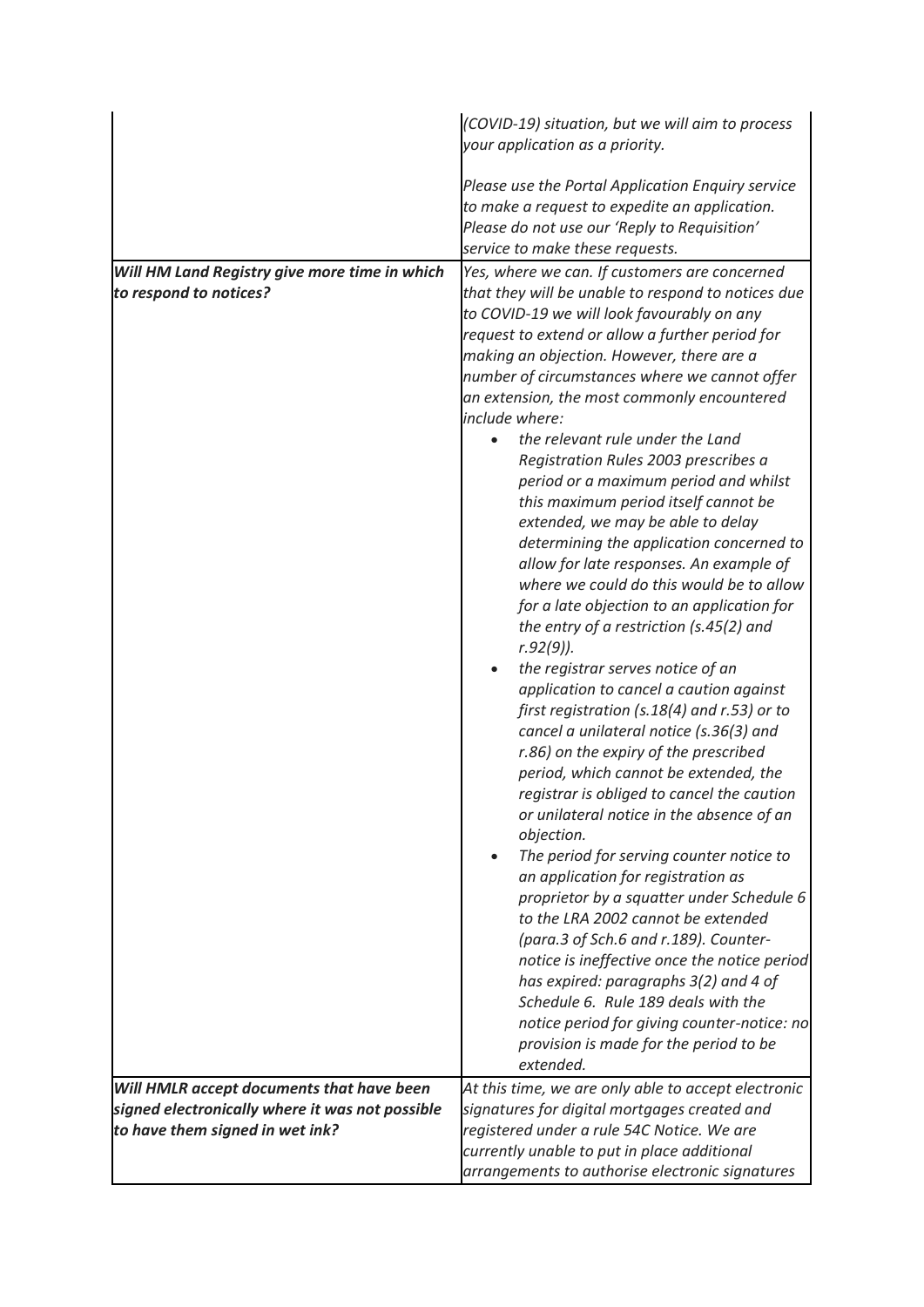| | |
|---|---|
| | *(COVID-19) situation, but we will aim to process your application as a priority.*<br><br>*Please use the Portal Application Enquiry service to make a request to expedite an application. Please do not use our 'Reply to Requisition' service to make these requests.* |
| ***Will HM Land Registry give more time in which to respond to notices?*** | *Yes, where we can. If customers are concerned that they will be unable to respond to notices due to COVID-19 we will look favourably on any request to extend or allow a further period for making an objection. However, there are a number of circumstances where we cannot offer an extension, the most commonly encountered include where:*<br>• *the relevant rule under the Land Registration Rules 2003 prescribes a period or a maximum period and whilst this maximum period itself cannot be extended, we may be able to delay determining the application concerned to allow for late responses. An example of where we could do this would be to allow for a late objection to an application for the entry of a restriction (s.45(2) and r.92(9)).*<br>• *the registrar serves notice of an application to cancel a caution against first registration (s.18(4) and r.53) or to cancel a unilateral notice (s.36(3) and r.86) on the expiry of the prescribed period, which cannot be extended, the registrar is obliged to cancel the caution or unilateral notice in the absence of an objection.*<br>• *The period for serving counter notice to an application for registration as proprietor by a squatter under Schedule 6 to the LRA 2002 cannot be extended (para.3 of Sch.6 and r.189). Counter-notice is ineffective once the notice period has expired: paragraphs 3(2) and 4 of Schedule 6. Rule 189 deals with the notice period for giving counter-notice: no provision is made for the period to be extended.* |
| ***Will HMLR accept documents that have been signed electronically where it was not possible to have them signed in wet ink?*** | *At this time, we are only able to accept electronic signatures for digital mortgages created and registered under a rule 54C Notice. We are currently unable to put in place additional arrangements to authorise electronic signatures* |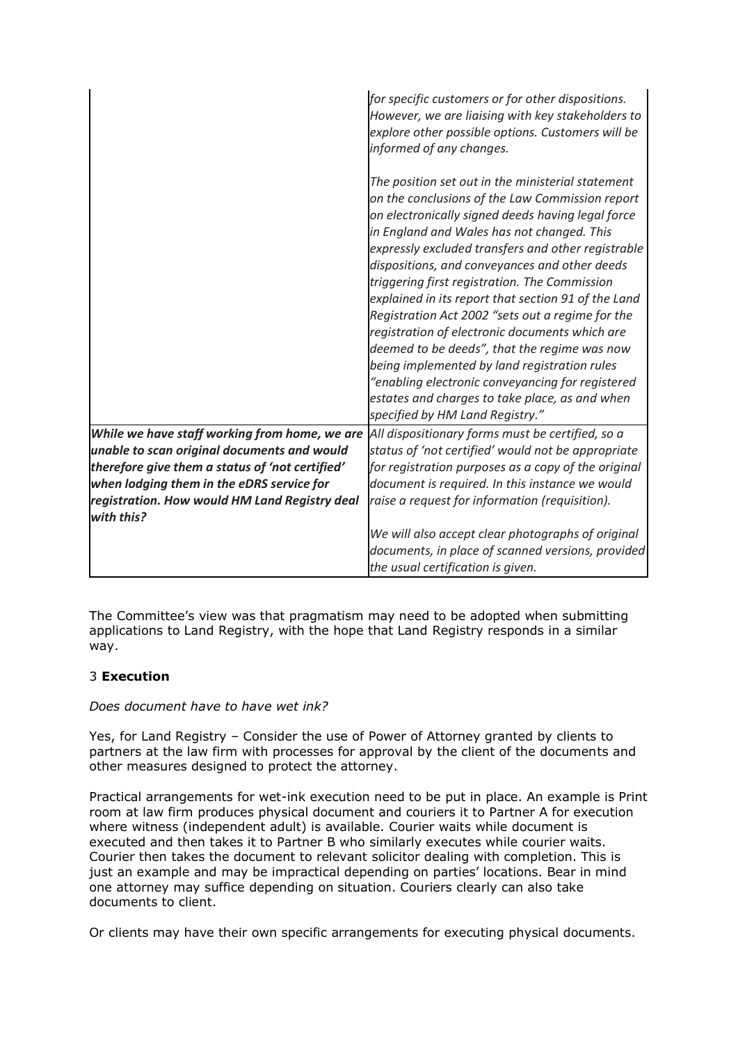| | |
|---|---|
| | *for specific customers or for other dispositions. However, we are liaising with key stakeholders to explore other possible options. Customers will be informed of any changes.*<br><br>*The position set out in the ministerial statement on the conclusions of the Law Commission report on electronically signed deeds having legal force in England and Wales has not changed. This expressly excluded transfers and other registrable dispositions, and conveyances and other deeds triggering first registration. The Commission explained in its report that section 91 of the Land Registration Act 2002 "sets out a regime for the registration of electronic documents which are deemed to be deeds", that the regime was now being implemented by land registration rules "enabling electronic conveyancing for registered estates and charges to take place, as and when specified by HM Land Registry."* |
| ***While we have staff working from home, we are unable to scan original documents and would therefore give them a status of 'not certified' when lodging them in the eDRS service for registration. How would HM Land Registry deal with this?*** | *All dispositionary forms must be certified, so a status of 'not certified' would not be appropriate for registration purposes as a copy of the original document is required. In this instance we would raise a request for information (requisition).*<br><br>*We will also accept clear photographs of original documents, in place of scanned versions, provided the usual certification is given.* |

The Committee's view was that pragmatism may need to be adopted when submitting applications to Land Registry, with the hope that Land Registry responds in a similar way.

### 3 **Execution**

*Does document have to have wet ink?*

Yes, for Land Registry – Consider the use of Power of Attorney granted by clients to partners at the law firm with processes for approval by the client of the documents and other measures designed to protect the attorney.

Practical arrangements for wet-ink execution need to be put in place. An example is Print room at law firm produces physical document and couriers it to Partner A for execution where witness (independent adult) is available. Courier waits while document is executed and then takes it to Partner B who similarly executes while courier waits. Courier then takes the document to relevant solicitor dealing with completion. This is just an example and may be impractical depending on parties' locations. Bear in mind one attorney may suffice depending on situation. Couriers clearly can also take documents to client.

Or clients may have their own specific arrangements for executing physical documents.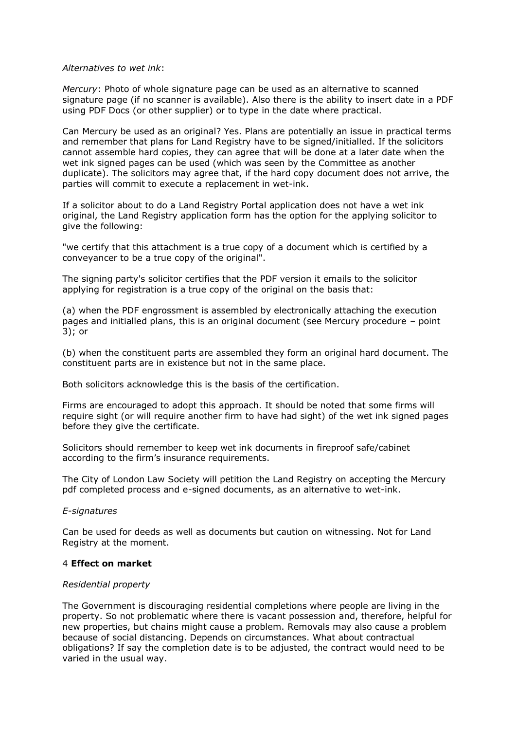*Alternatives to wet ink*:

*Mercury*: Photo of whole signature page can be used as an alternative to scanned signature page (if no scanner is available). Also there is the ability to insert date in a PDF using PDF Docs (or other supplier) or to type in the date where practical.

Can Mercury be used as an original? Yes. Plans are potentially an issue in practical terms and remember that plans for Land Registry have to be signed/initialled. If the solicitors cannot assemble hard copies, they can agree that will be done at a later date when the wet ink signed pages can be used (which was seen by the Committee as another duplicate). The solicitors may agree that, if the hard copy document does not arrive, the parties will commit to execute a replacement in wet-ink.

If a solicitor about to do a Land Registry Portal application does not have a wet ink original, the Land Registry application form has the option for the applying solicitor to give the following:

"we certify that this attachment is a true copy of a document which is certified by a conveyancer to be a true copy of the original".

The signing party's solicitor certifies that the PDF version it emails to the solicitor applying for registration is a true copy of the original on the basis that:

(a) when the PDF engrossment is assembled by electronically attaching the execution pages and initialled plans, this is an original document (see Mercury procedure – point 3); or

(b) when the constituent parts are assembled they form an original hard document. The constituent parts are in existence but not in the same place.

Both solicitors acknowledge this is the basis of the certification.

Firms are encouraged to adopt this approach. It should be noted that some firms will require sight (or will require another firm to have had sight) of the wet ink signed pages before they give the certificate.

Solicitors should remember to keep wet ink documents in fireproof safe/cabinet according to the firm's insurance requirements.

The City of London Law Society will petition the Land Registry on accepting the Mercury pdf completed process and e-signed documents, as an alternative to wet-ink.

*E-signatures*

Can be used for deeds as well as documents but caution on witnessing. Not for Land Registry at the moment.

4 **Effect on market**

*Residential property*

The Government is discouraging residential completions where people are living in the property. So not problematic where there is vacant possession and, therefore, helpful for new properties, but chains might cause a problem. Removals may also cause a problem because of social distancing. Depends on circumstances. What about contractual obligations? If say the completion date is to be adjusted, the contract would need to be varied in the usual way.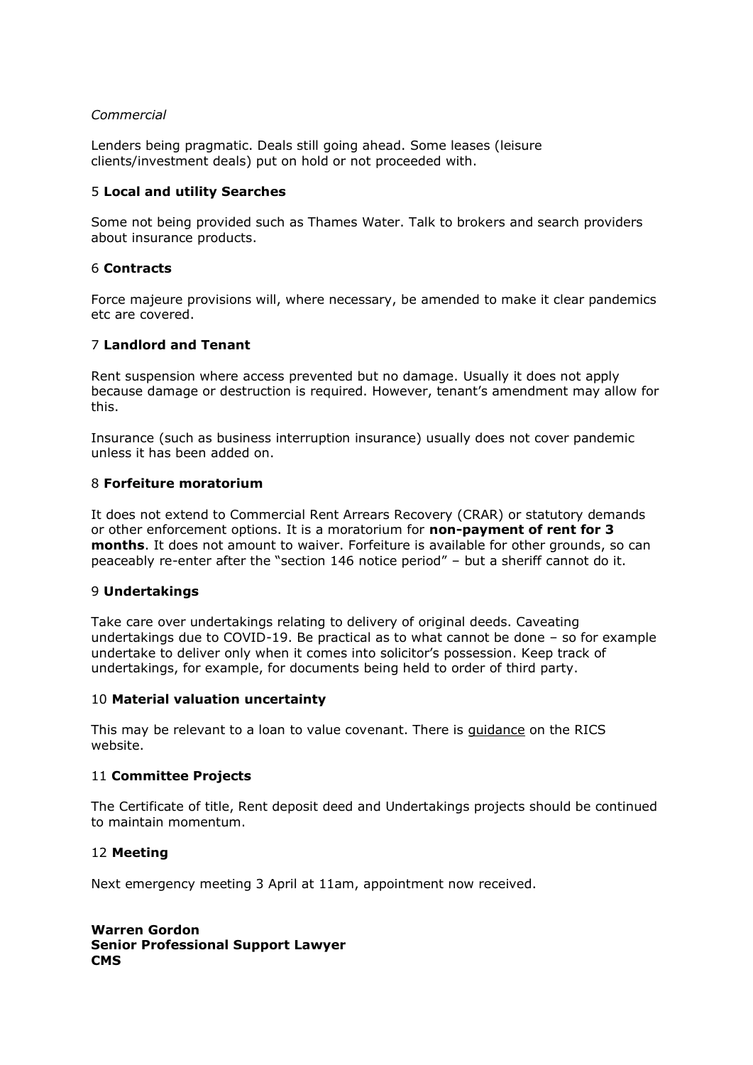*Commercial*

Lenders being pragmatic. Deals still going ahead. Some leases (leisure clients/investment deals) put on hold or not proceeded with.

### 5 **Local and utility Searches**

Some not being provided such as Thames Water. Talk to brokers and search providers about insurance products.

### 6 **Contracts**

Force majeure provisions will, where necessary, be amended to make it clear pandemics etc are covered.

### 7 **Landlord and Tenant**

Rent suspension where access prevented but no damage. Usually it does not apply because damage or destruction is required. However, tenant's amendment may allow for this.

Insurance (such as business interruption insurance) usually does not cover pandemic unless it has been added on.

### 8 **Forfeiture moratorium**

It does not extend to Commercial Rent Arrears Recovery (CRAR) or statutory demands or other enforcement options. It is a moratorium for **non-payment of rent for 3 months**. It does not amount to waiver. Forfeiture is available for other grounds, so can peaceably re-enter after the "section 146 notice period" – but a sheriff cannot do it.

### 9 **Undertakings**

Take care over undertakings relating to delivery of original deeds. Caveating undertakings due to COVID-19. Be practical as to what cannot be done – so for example undertake to deliver only when it comes into solicitor's possession. Keep track of undertakings, for example, for documents being held to order of third party.

### 10 **Material valuation uncertainty**

This may be relevant to a loan to value covenant. There is guidance on the RICS website.

### 11 **Committee Projects**

The Certificate of title, Rent deposit deed and Undertakings projects should be continued to maintain momentum.

### 12 **Meeting**

Next emergency meeting 3 April at 11am, appointment now received.

**Warren Gordon**
**Senior Professional Support Lawyer**
**CMS**